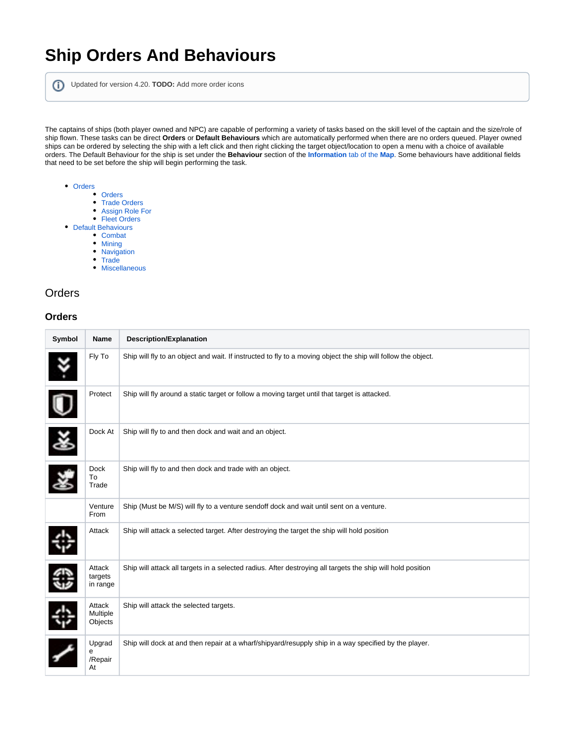# Ship Orders And Behaviours

Updated for version 4.20. **TODO:** Add more order icons

The captains of ships (both player owned and NPC) are capable of performing a variety of tasks based on the skill level of the captain and the size/role of ship flown. These tasks can be direct **Orders** or **Default Behaviours** which are automatically performed when there are no orders queued. Player owned ships can be ordered by selecting the ship with a left click and then right clicking the target object/location to open a menu with a choice of available orders. The Default Behaviour for the ship is set under the **Behaviour** section of the **Information** tab of the **Map**. Some behaviours have additional fields that need to be set before the ship will begin performing the task.

- Orders
  - Orders
  - Trade Orders
  - Assign Role For
  - Fleet Orders
- Default Behaviours
  - Combat
  - Mining
  - Navigation
  - Trade
  - Miscellaneous

## Orders

### Orders

| Symbol | Name | Description/Explanation |
|---|---|---|
| | Fly To | Ship will fly to an object and wait. If instructed to fly to a moving object the ship will follow the object. |
| | Protect | Ship will fly around a static target or follow a moving target until that target is attacked. |
| | Dock At | Ship will fly to and then dock and wait and an object. |
| | Dock To Trade | Ship will fly to and then dock and trade with an object. |
| | Venture From | Ship (Must be M/S) will fly to a venture sendoff dock and wait until sent on a venture. |
| | Attack | Ship will attack a selected target. After destroying the target the ship will hold position |
| | Attack targets in range | Ship will attack all targets in a selected radius. After destroying all targets the ship will hold position |
| | Attack Multiple Objects | Ship will attack the selected targets. |
| | Upgrade /Repair At | Ship will dock at and then repair at a wharf/shipyard/resupply ship in a way specified by the player. |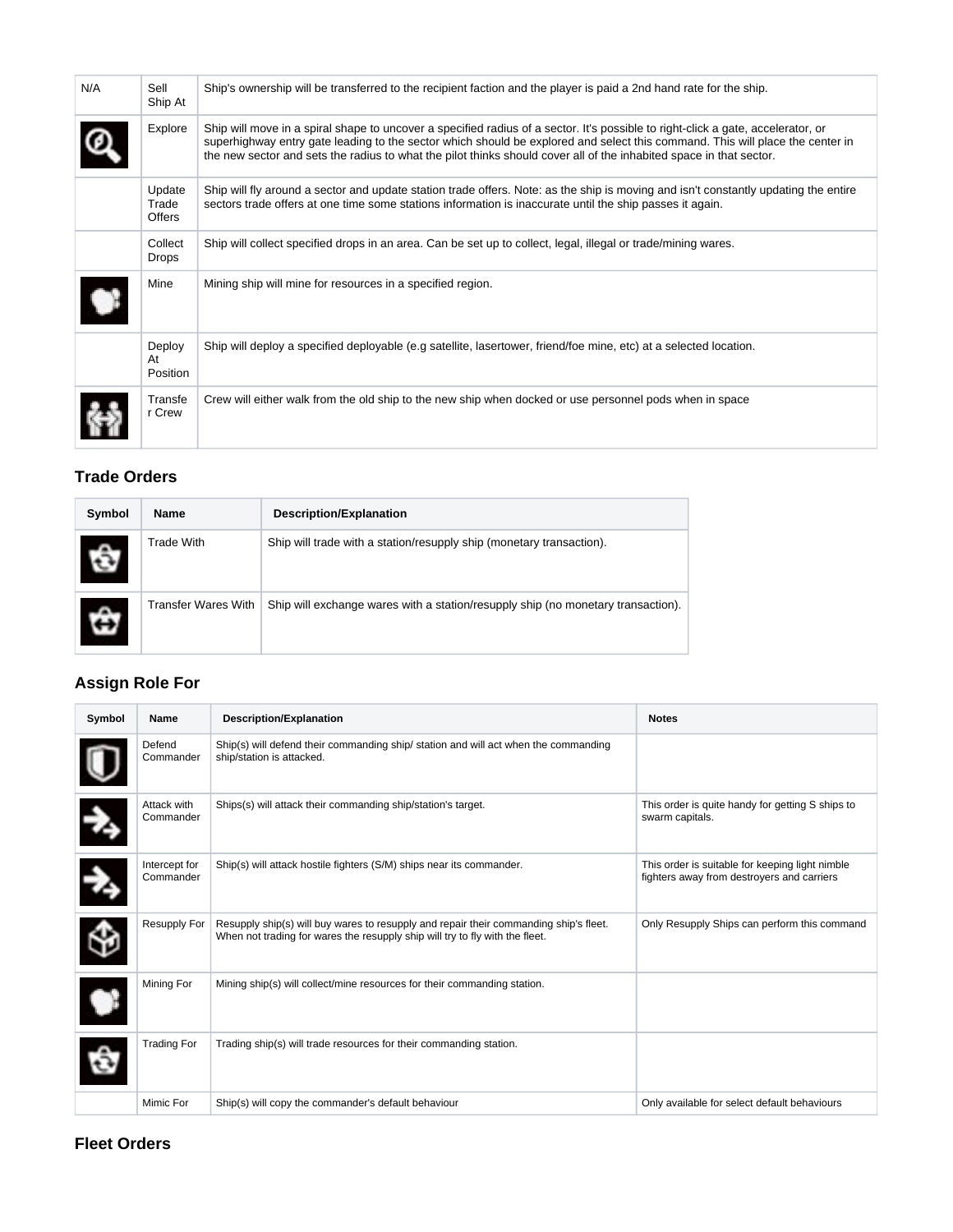| | | |
|---|---|---|
| N/A | Sell Ship At | Ship's ownership will be transferred to the recipient faction and the player is paid a 2nd hand rate for the ship. |
| | Explore | Ship will move in a spiral shape to uncover a specified radius of a sector. It's possible to right-click a gate, accelerator, or superhighway entry gate leading to the sector which should be explored and select this command. This will place the center in the new sector and sets the radius to what the pilot thinks should cover all of the inhabited space in that sector. |
| | Update Trade Offers | Ship will fly around a sector and update station trade offers. Note: as the ship is moving and isn't constantly updating the entire sectors trade offers at one time some stations information is inaccurate until the ship passes it again. |
| | Collect Drops | Ship will collect specified drops in an area. Can be set up to collect, legal, illegal or trade/mining wares. |
| | Mine | Mining ship will mine for resources in a specified region. |
| | Deploy At Position | Ship will deploy a specified deployable (e.g satellite, lasertower, friend/foe mine, etc) at a selected location. |
| | Transfer Crew | Crew will either walk from the old ship to the new ship when docked or use personnel pods when in space |

### Trade Orders

| Symbol | Name | Description/Explanation |
|---|---|---|
| | Trade With | Ship will trade with a station/resupply ship (monetary transaction). |
| | Transfer Wares With | Ship will exchange wares with a station/resupply ship (no monetary transaction). |

### Assign Role For

| Symbol | Name | Description/Explanation | Notes |
|---|---|---|---|
| | Defend Commander | Ship(s) will defend their commanding ship/ station and will act when the commanding ship/station is attacked. | |
| | Attack with Commander | Ships(s) will attack their commanding ship/station's target. | This order is quite handy for getting S ships to swarm capitals. |
| | Intercept for Commander | Ship(s) will attack hostile fighters (S/M) ships near its commander. | This order is suitable for keeping light nimble fighters away from destroyers and carriers |
| | Resupply For | Resupply ship(s) will buy wares to resupply and repair their commanding ship's fleet. When not trading for wares the resupply ship will try to fly with the fleet. | Only Resupply Ships can perform this command |
| | Mining For | Mining ship(s) will collect/mine resources for their commanding station. | |
| | Trading For | Trading ship(s) will trade resources for their commanding station. | |
| | Mimic For | Ship(s) will copy the commander's default behaviour | Only available for select default behaviours |

### Fleet Orders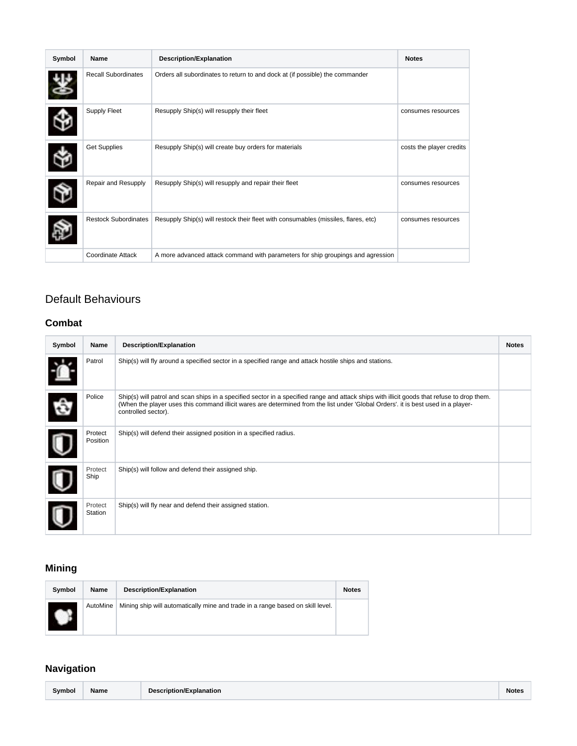| Symbol | Name | Description/Explanation | Notes |
| --- | --- | --- | --- |
| | Recall Subordinates | Orders all subordinates to return to and dock at (if possible) the commander | |
| | Supply Fleet | Resupply Ship(s) will resupply their fleet | consumes resources |
| | Get Supplies | Resupply Ship(s) will create buy orders for materials | costs the player credits |
| | Repair and Resupply | Resupply Ship(s) will resupply and repair their fleet | consumes resources |
| | Restock Subordinates | Resupply Ship(s) will restock their fleet with consumables (missiles, flares, etc) | consumes resources |
| | Coordinate Attack | A more advanced attack command with parameters for ship groupings and agression | |

## Default Behaviours

### Combat

| Symbol | Name | Description/Explanation | Notes |
| --- | --- | --- | --- |
| | Patrol | Ship(s) will fly around a specified sector in a specified range and attack hostile ships and stations. | |
| | Police | Ship(s) will patrol and scan ships in a specified sector in a specified range and attack ships with illicit goods that refuse to drop them. (When the player uses this command illicit wares are determined from the list under 'Global Orders'. it is best used in a player-controlled sector). | |
| | Protect Position | Ship(s) will defend their assigned position in a specified radius. | |
| | Protect Ship | Ship(s) will follow and defend their assigned ship. | |
| | Protect Station | Ship(s) will fly near and defend their assigned station. | |

### Mining

| Symbol | Name | Description/Explanation | Notes |
| --- | --- | --- | --- |
| | AutoMine | Mining ship will automatically mine and trade in a range based on skill level. | |

### Navigation

| Symbol | Name | Description/Explanation | Notes |
| --- | --- | --- | --- |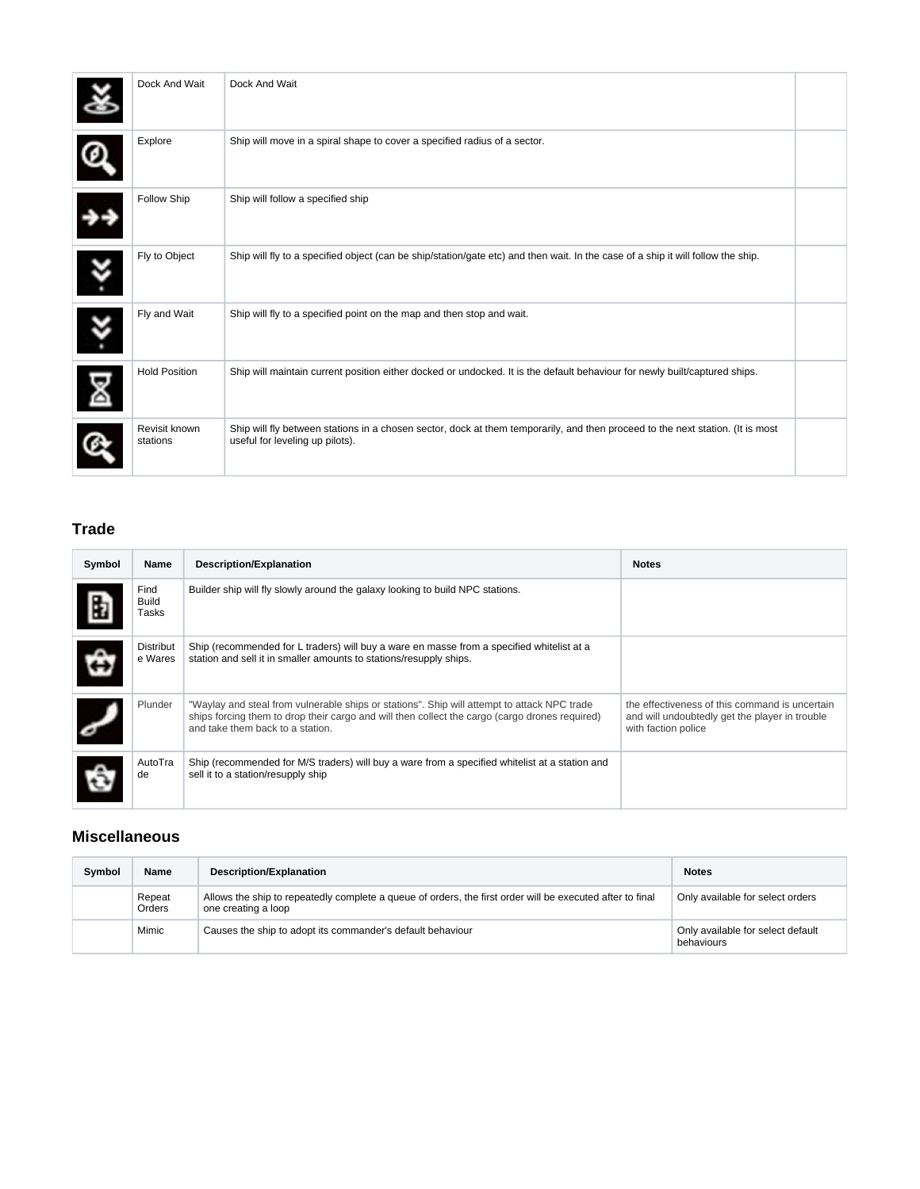| | | | |
|---|---|---|---|
| | Dock And Wait | Dock And Wait | |
| | Explore | Ship will move in a spiral shape to cover a specified radius of a sector. | |
| | Follow Ship | Ship will follow a specified ship | |
| | Fly to Object | Ship will fly to a specified object (can be ship/station/gate etc) and then wait. In the case of a ship it will follow the ship. | |
| | Fly and Wait | Ship will fly to a specified point on the map and then stop and wait. | |
| | Hold Position | Ship will maintain current position either docked or undocked. It is the default behaviour for newly built/captured ships. | |
| | Revisit known stations | Ship will fly between stations in a chosen sector, dock at them temporarily, and then proceed to the next station. (It is most useful for leveling up pilots). | |

## Trade

| Symbol | Name | Description/Explanation | Notes |
|---|---|---|---|
| | Find Build Tasks | Builder ship will fly slowly around the galaxy looking to build NPC stations. | |
| | Distribute Wares | Ship (recommended for L traders) will buy a ware en masse from a specified whitelist at a station and sell it in smaller amounts to stations/resupply ships. | |
| | Plunder | "Waylay and steal from vulnerable ships or stations". Ship will attempt to attack NPC trade ships forcing them to drop their cargo and will then collect the cargo (cargo drones required) and take them back to a station. | the effectiveness of this command is uncertain and will undoubtedly get the player in trouble with faction police |
| | AutoTrade | Ship (recommended for M/S traders) will buy a ware from a specified whitelist at a station and sell it to a station/resupply ship | |

## Miscellaneous

| Symbol | Name | Description/Explanation | Notes |
|---|---|---|---|
| | Repeat Orders | Allows the ship to repeatedly complete a queue of orders, the first order will be executed after to final one creating a loop | Only available for select orders |
| | Mimic | Causes the ship to adopt its commander's default behaviour | Only available for select default behaviours |